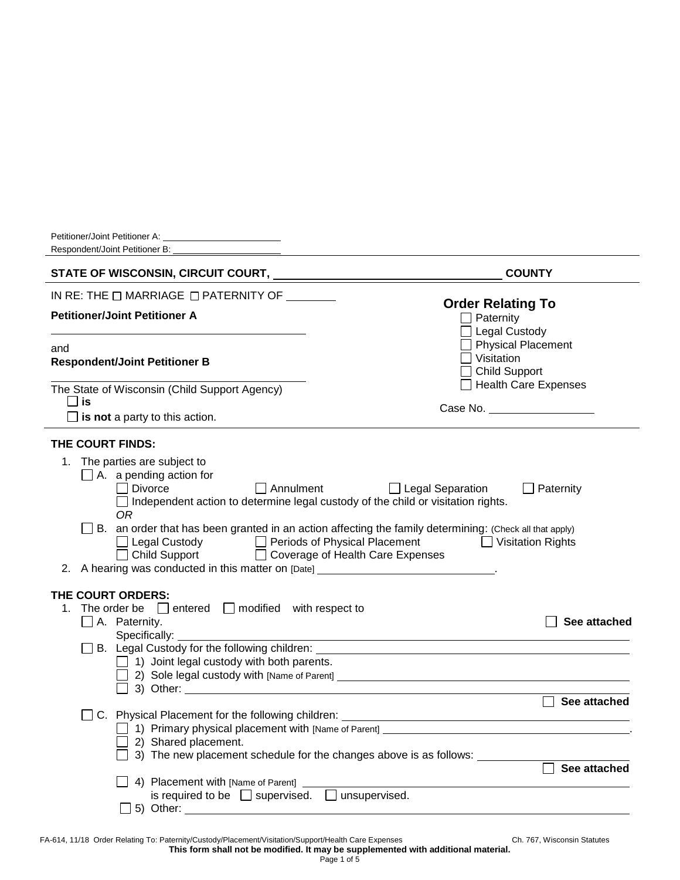Petitioner/Joint Petitioner A: ____________________
Respondent/Joint Petitioner B: ____________________

**STATE OF WISCONSIN, CIRCUIT COURT, ________________________________ COUNTY**

IN RE: THE ☐ MARRIAGE ☐ PATERNITY OF ________

**Petitioner/Joint Petitioner A**

________________________________________

and

**Respondent/Joint Petitioner B**

________________________________________

The State of Wisconsin (Child Support Agency)
☐ **is**
☐ **is not** a party to this action.

## Order Relating To

☐ Paternity
☐ Legal Custody
☐ Physical Placement
☐ Visitation
☐ Child Support
☐ Health Care Expenses

Case No. ________________

**THE COURT FINDS:**

1. The parties are subject to
   ☐ A. a pending action for
   ☐ Divorce ☐ Annulment ☐ Legal Separation ☐ Paternity
   ☐ Independent action to determine legal custody of the child or visitation rights.
   *OR*
   ☐ B. an order that has been granted in an action affecting the family determining: (Check all that apply)
   ☐ Legal Custody ☐ Periods of Physical Placement ☐ Visitation Rights
   ☐ Child Support ☐ Coverage of Health Care Expenses
2. A hearing was conducted in this matter on [Date] ____________________________.

**THE COURT ORDERS:**

1. The order be ☐ entered ☐ modified with respect to
   ☐ A. Paternity. ☐ **See attached**
   Specifically: ________________________________________________
   ☐ B. Legal Custody for the following children: ________________________________
   ☐ 1) Joint legal custody with both parents.
   ☐ 2) Sole legal custody with [Name of Parent] ________________________________
   ☐ 3) Other: ________________________________________________
   ☐ **See attached**
   ☐ C. Physical Placement for the following children: ________________________________
   ☐ 1) Primary physical placement with [Name of Parent] ________________________________.
   ☐ 2) Shared placement.
   ☐ 3) The new placement schedule for the changes above is as follows: ________________
   ☐ **See attached**
   ☐ 4) Placement with [Name of Parent] ________________________________
   is required to be ☐ supervised. ☐ unsupervised.
   ☐ 5) Other: ________________________________________________

FA-614, 11/18 Order Relating To: Paternity/Custody/Placement/Visitation/Support/Health Care Expenses Ch. 767, Wisconsin Statutes
**This form shall not be modified. It may be supplemented with additional material.**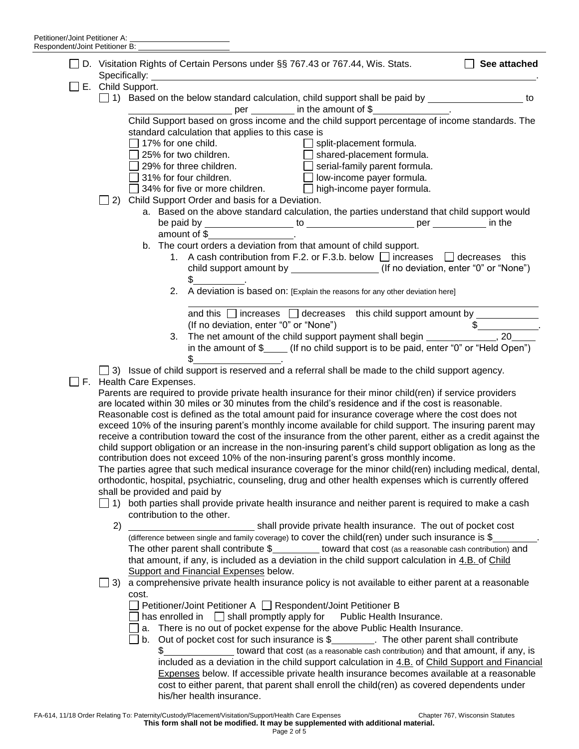Petitioner/Joint Petitioner A: ____________________
Respondent/Joint Petitioner B: ____________________

☐ D. Visitation Rights of Certain Persons under §§ 767.43 or 767.44, Wis. Stats. ☐ **See attached**
Specifically: ______________________________________________.

☐ E. Child Support.

☐ 1) Based on the below standard calculation, child support shall be paid by ____________ to ____________ per ________ in the amount of $____________.

Child Support based on gross income and the child support percentage of income standards. The standard calculation that applies to this case is

- ☐ 17% for one child.
- ☐ 25% for two children.
- ☐ 29% for three children.
- ☐ 31% for four children.
- ☐ 34% for five or more children.
- ☐ split-placement formula.
- ☐ shared-placement formula.
- ☐ serial-family parent formula.
- ☐ low-income payer formula.
- ☐ high-income payer formula.

☐ 2) Child Support Order and basis for a Deviation.

a. Based on the above standard calculation, the parties understand that child support would be paid by ____________ to ____________ per ________ in the amount of $____________.

b. The court orders a deviation from that amount of child support.

1. A cash contribution from F.2. or F.3.b. below ☐ increases ☐ decreases this child support amount by ____________ (If no deviation, enter "0" or "None") $________.
2. A deviation is based on: [Explain the reasons for any other deviation here]
   ______________________________________________
   and this ☐ increases ☐ decreases this child support amount by ____________ (If no deviation, enter "0" or "None") $________.
3. The net amount of the child support payment shall begin ____________, 20____ in the amount of $____ (If no child support is to be paid, enter "0" or "Held Open") $____________.

☐ 3) Issue of child support is reserved and a referral shall be made to the child support agency.

☐ F. Health Care Expenses.

Parents are required to provide private health insurance for their minor child(ren) if service providers are located within 30 miles or 30 minutes from the child's residence and if the cost is reasonable. Reasonable cost is defined as the total amount paid for insurance coverage where the cost does not exceed 10% of the insuring parent's monthly income available for child support. The insuring parent may receive a contribution toward the cost of the insurance from the other parent, either as a credit against the child support obligation or an increase in the non-insuring parent's child support obligation as long as the contribution does not exceed 10% of the non-insuring parent's gross monthly income.

The parties agree that such medical insurance coverage for the minor child(ren) including medical, dental, orthodontic, hospital, psychiatric, counseling, drug and other health expenses which is currently offered shall be provided and paid by

☐ 1) both parties shall provide private health insurance and neither parent is required to make a cash contribution to the other.

2) ____________________ shall provide private health insurance. The out of pocket cost (difference between single and family coverage) to cover the child(ren) under such insurance is $________. The other parent shall contribute $________ toward that cost (as a reasonable cash contribution) and that amount, if any, is included as a deviation in the child support calculation in 4.B. of Child Support and Financial Expenses below.

☐ 3) a comprehensive private health insurance policy is not available to either parent at a reasonable cost.

☐ Petitioner/Joint Petitioner A ☐ Respondent/Joint Petitioner B
☐ has enrolled in ☐ shall promptly apply for Public Health Insurance.

☐ a. There is no out of pocket expense for the above Public Health Insurance.

☐ b. Out of pocket cost for such insurance is $________. The other parent shall contribute $____________ toward that cost (as a reasonable cash contribution) and that amount, if any, is included as a deviation in the child support calculation in 4.B. of Child Support and Financial Expenses below. If accessible private health insurance becomes available at a reasonable cost to either parent, that parent shall enroll the child(ren) as covered dependents under his/her health insurance.

FA-614, 11/18 Order Relating To: Paternity/Custody/Placement/Visitation/Support/Health Care Expenses Chapter 767, Wisconsin Statutes
**This form shall not be modified. It may be supplemented with additional material.**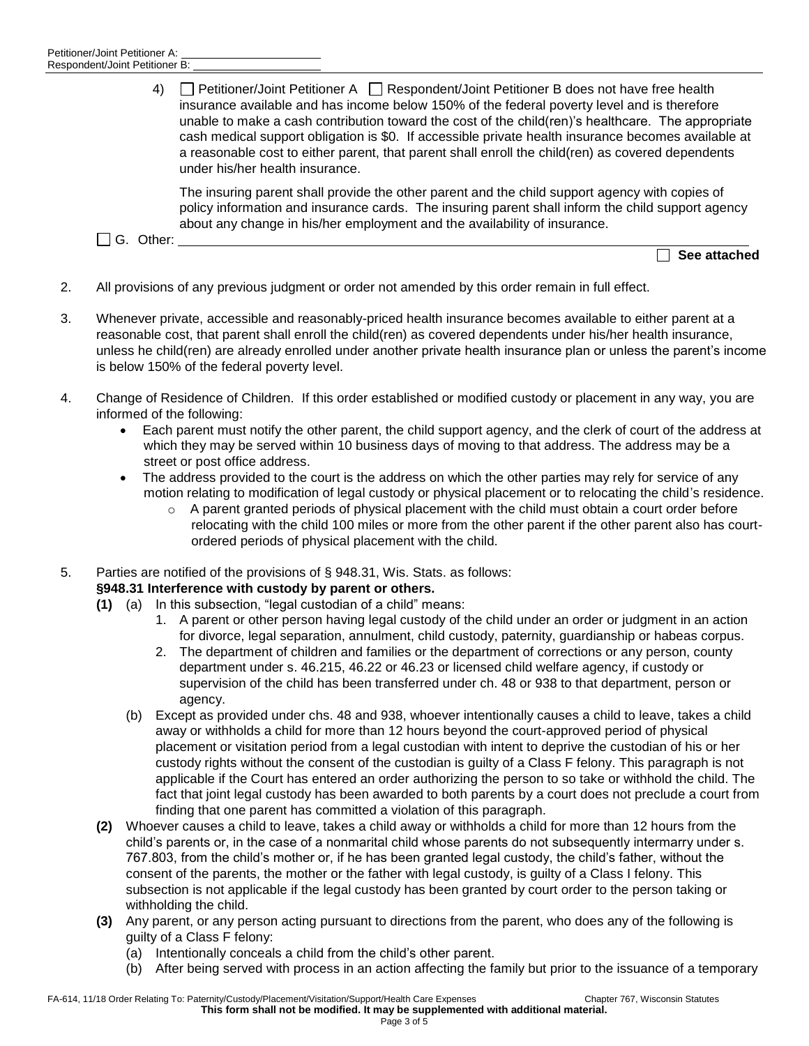Petitioner/Joint Petitioner A: \_\_\_\_\_\_\_\_\_\_\_\_\_\_\_\_\_\_\_\_
Respondent/Joint Petitioner B: \_\_\_\_\_\_\_\_\_\_\_\_\_\_\_\_\_\_\_\_

4) ☐ Petitioner/Joint Petitioner A ☐ Respondent/Joint Petitioner B does not have free health insurance available and has income below 150% of the federal poverty level and is therefore unable to make a cash contribution toward the cost of the child(ren)'s healthcare. The appropriate cash medical support obligation is $0. If accessible private health insurance becomes available at a reasonable cost to either parent, that parent shall enroll the child(ren) as covered dependents under his/her health insurance.

The insuring parent shall provide the other parent and the child support agency with copies of policy information and insurance cards. The insuring parent shall inform the child support agency about any change in his/her employment and the availability of insurance.

☐ G. Other: \_\_\_\_\_\_\_\_\_\_\_\_\_\_\_\_\_\_\_\_\_\_\_\_\_\_\_\_\_\_\_\_\_\_\_\_\_\_\_\_\_\_\_\_\_\_\_\_\_\_\_\_\_\_\_\_\_\_\_\_\_\_\_\_

☐ **See attached**

2. All provisions of any previous judgment or order not amended by this order remain in full effect.

3. Whenever private, accessible and reasonably-priced health insurance becomes available to either parent at a reasonable cost, that parent shall enroll the child(ren) as covered dependents under his/her health insurance, unless he child(ren) are already enrolled under another private health insurance plan or unless the parent's income is below 150% of the federal poverty level.

4. Change of Residence of Children. If this order established or modified custody or placement in any way, you are informed of the following:
   - Each parent must notify the other parent, the child support agency, and the clerk of court of the address at which they may be served within 10 business days of moving to that address. The address may be a street or post office address.
   - The address provided to the court is the address on which the other parties may rely for service of any motion relating to modification of legal custody or physical placement or to relocating the child's residence.
     - A parent granted periods of physical placement with the child must obtain a court order before relocating with the child 100 miles or more from the other parent if the other parent also has court-ordered periods of physical placement with the child.

5. Parties are notified of the provisions of § 948.31, Wis. Stats. as follows:
   **§948.31 Interference with custody by parent or others.**

   **(1)** (a) In this subsection, "legal custodian of a child" means:
   1. A parent or other person having legal custody of the child under an order or judgment in an action for divorce, legal separation, annulment, child custody, paternity, guardianship or habeas corpus.
   2. The department of children and families or the department of corrections or any person, county department under s. 46.215, 46.22 or 46.23 or licensed child welfare agency, if custody or supervision of the child has been transferred under ch. 48 or 938 to that department, person or agency.

   (b) Except as provided under chs. 48 and 938, whoever intentionally causes a child to leave, takes a child away or withholds a child for more than 12 hours beyond the court-approved period of physical placement or visitation period from a legal custodian with intent to deprive the custodian of his or her custody rights without the consent of the custodian is guilty of a Class F felony. This paragraph is not applicable if the Court has entered an order authorizing the person to so take or withhold the child. The fact that joint legal custody has been awarded to both parents by a court does not preclude a court from finding that one parent has committed a violation of this paragraph.

   **(2)** Whoever causes a child to leave, takes a child away or withholds a child for more than 12 hours from the child's parents or, in the case of a nonmarital child whose parents do not subsequently intermarry under s. 767.803, from the child's mother or, if he has been granted legal custody, the child's father, without the consent of the parents, the mother or the father with legal custody, is guilty of a Class I felony. This subsection is not applicable if the legal custody has been granted by court order to the person taking or withholding the child.

   **(3)** Any parent, or any person acting pursuant to directions from the parent, who does any of the following is guilty of a Class F felony:
   (a) Intentionally conceals a child from the child's other parent.
   (b) After being served with process in an action affecting the family but prior to the issuance of a temporary

FA-614, 11/18 Order Relating To: Paternity/Custody/Placement/Visitation/Support/Health Care Expenses — Chapter 767, Wisconsin Statutes

**This form shall not be modified. It may be supplemented with additional material.**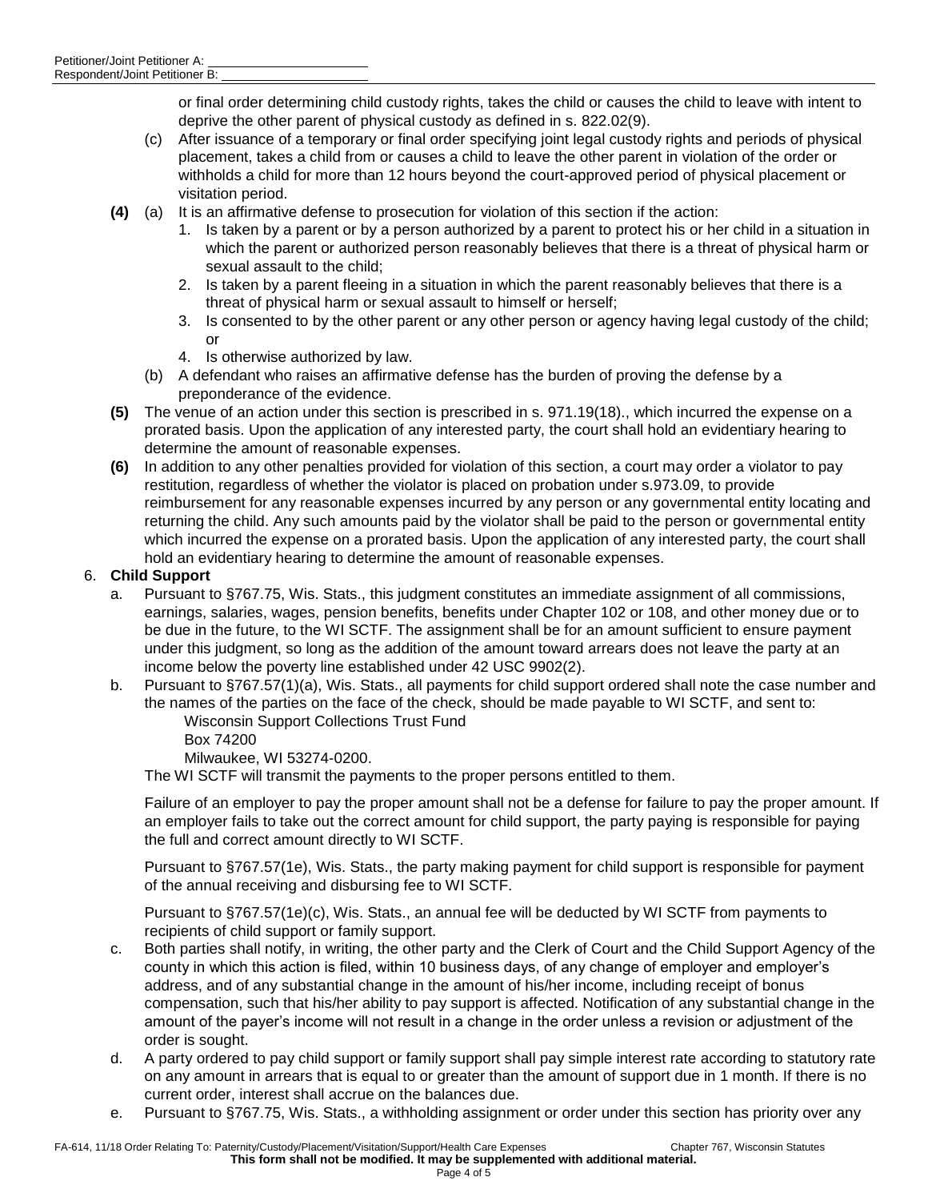or final order determining child custody rights, takes the child or causes the child to leave with intent to deprive the other parent of physical custody as defined in s. 822.02(9).

(c) After issuance of a temporary or final order specifying joint legal custody rights and periods of physical placement, takes a child from or causes a child to leave the other parent in violation of the order or withholds a child for more than 12 hours beyond the court-approved period of physical placement or visitation period.

**(4)** (a) It is an affirmative defense to prosecution for violation of this section if the action:

1. Is taken by a parent or by a person authorized by a parent to protect his or her child in a situation in which the parent or authorized person reasonably believes that there is a threat of physical harm or sexual assault to the child;
2. Is taken by a parent fleeing in a situation in which the parent reasonably believes that there is a threat of physical harm or sexual assault to himself or herself;
3. Is consented to by the other parent or any other person or agency having legal custody of the child; or
4. Is otherwise authorized by law.

(b) A defendant who raises an affirmative defense has the burden of proving the defense by a preponderance of the evidence.

**(5)** The venue of an action under this section is prescribed in s. 971.19(18)., which incurred the expense on a prorated basis. Upon the application of any interested party, the court shall hold an evidentiary hearing to determine the amount of reasonable expenses.

**(6)** In addition to any other penalties provided for violation of this section, a court may order a violator to pay restitution, regardless of whether the violator is placed on probation under s.973.09, to provide reimbursement for any reasonable expenses incurred by any person or any governmental entity locating and returning the child. Any such amounts paid by the violator shall be paid to the person or governmental entity which incurred the expense on a prorated basis. Upon the application of any interested party, the court shall hold an evidentiary hearing to determine the amount of reasonable expenses.

6. **Child Support**

a. Pursuant to §767.75, Wis. Stats., this judgment constitutes an immediate assignment of all commissions, earnings, salaries, wages, pension benefits, benefits under Chapter 102 or 108, and other money due or to be due in the future, to the WI SCTF. The assignment shall be for an amount sufficient to ensure payment under this judgment, so long as the addition of the amount toward arrears does not leave the party at an income below the poverty line established under 42 USC 9902(2).

b. Pursuant to §767.57(1)(a), Wis. Stats., all payments for child support ordered shall note the case number and the names of the parties on the face of the check, should be made payable to WI SCTF, and sent to:

Wisconsin Support Collections Trust Fund
Box 74200
Milwaukee, WI 53274-0200.

The WI SCTF will transmit the payments to the proper persons entitled to them.

Failure of an employer to pay the proper amount shall not be a defense for failure to pay the proper amount. If an employer fails to take out the correct amount for child support, the party paying is responsible for paying the full and correct amount directly to WI SCTF.

Pursuant to §767.57(1e), Wis. Stats., the party making payment for child support is responsible for payment of the annual receiving and disbursing fee to WI SCTF.

Pursuant to §767.57(1e)(c), Wis. Stats., an annual fee will be deducted by WI SCTF from payments to recipients of child support or family support.

c. Both parties shall notify, in writing, the other party and the Clerk of Court and the Child Support Agency of the county in which this action is filed, within 10 business days, of any change of employer and employer's address, and of any substantial change in the amount of his/her income, including receipt of bonus compensation, such that his/her ability to pay support is affected. Notification of any substantial change in the amount of the payer's income will not result in a change in the order unless a revision or adjustment of the order is sought.

d. A party ordered to pay child support or family support shall pay simple interest rate according to statutory rate on any amount in arrears that is equal to or greater than the amount of support due in 1 month. If there is no current order, interest shall accrue on the balances due.

e. Pursuant to §767.75, Wis. Stats., a withholding assignment or order under this section has priority over any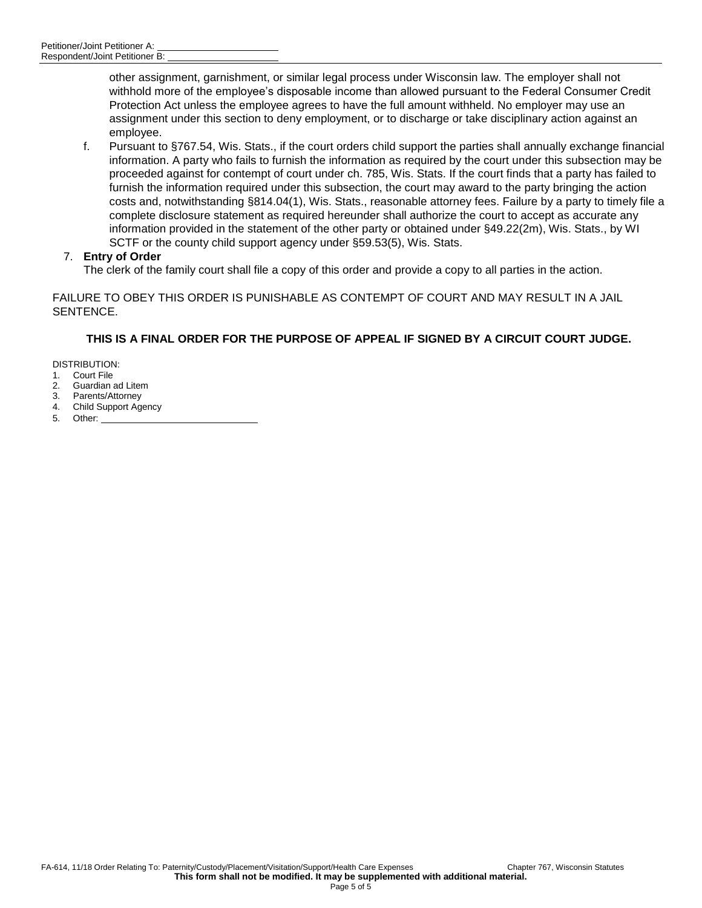Petitioner/Joint Petitioner A: ____________________
Respondent/Joint Petitioner B: ____________________

other assignment, garnishment, or similar legal process under Wisconsin law. The employer shall not withhold more of the employee's disposable income than allowed pursuant to the Federal Consumer Credit Protection Act unless the employee agrees to have the full amount withheld. No employer may use an assignment under this section to deny employment, or to discharge or take disciplinary action against an employee.

f. Pursuant to §767.54, Wis. Stats., if the court orders child support the parties shall annually exchange financial information. A party who fails to furnish the information as required by the court under this subsection may be proceeded against for contempt of court under ch. 785, Wis. Stats. If the court finds that a party has failed to furnish the information required under this subsection, the court may award to the party bringing the action costs and, notwithstanding §814.04(1), Wis. Stats., reasonable attorney fees. Failure by a party to timely file a complete disclosure statement as required hereunder shall authorize the court to accept as accurate any information provided in the statement of the other party or obtained under §49.22(2m), Wis. Stats., by WI SCTF or the county child support agency under §59.53(5), Wis. Stats.

7. **Entry of Order**
   The clerk of the family court shall file a copy of this order and provide a copy to all parties in the action.

FAILURE TO OBEY THIS ORDER IS PUNISHABLE AS CONTEMPT OF COURT AND MAY RESULT IN A JAIL SENTENCE.

**THIS IS A FINAL ORDER FOR THE PURPOSE OF APPEAL IF SIGNED BY A CIRCUIT COURT JUDGE.**

DISTRIBUTION:
1. Court File
2. Guardian ad Litem
3. Parents/Attorney
4. Child Support Agency
5. Other: ____________________

FA-614, 11/18 Order Relating To: Paternity/Custody/Placement/Visitation/Support/Health Care Expenses — Chapter 767, Wisconsin Statutes

**This form shall not be modified. It may be supplemented with additional material.**